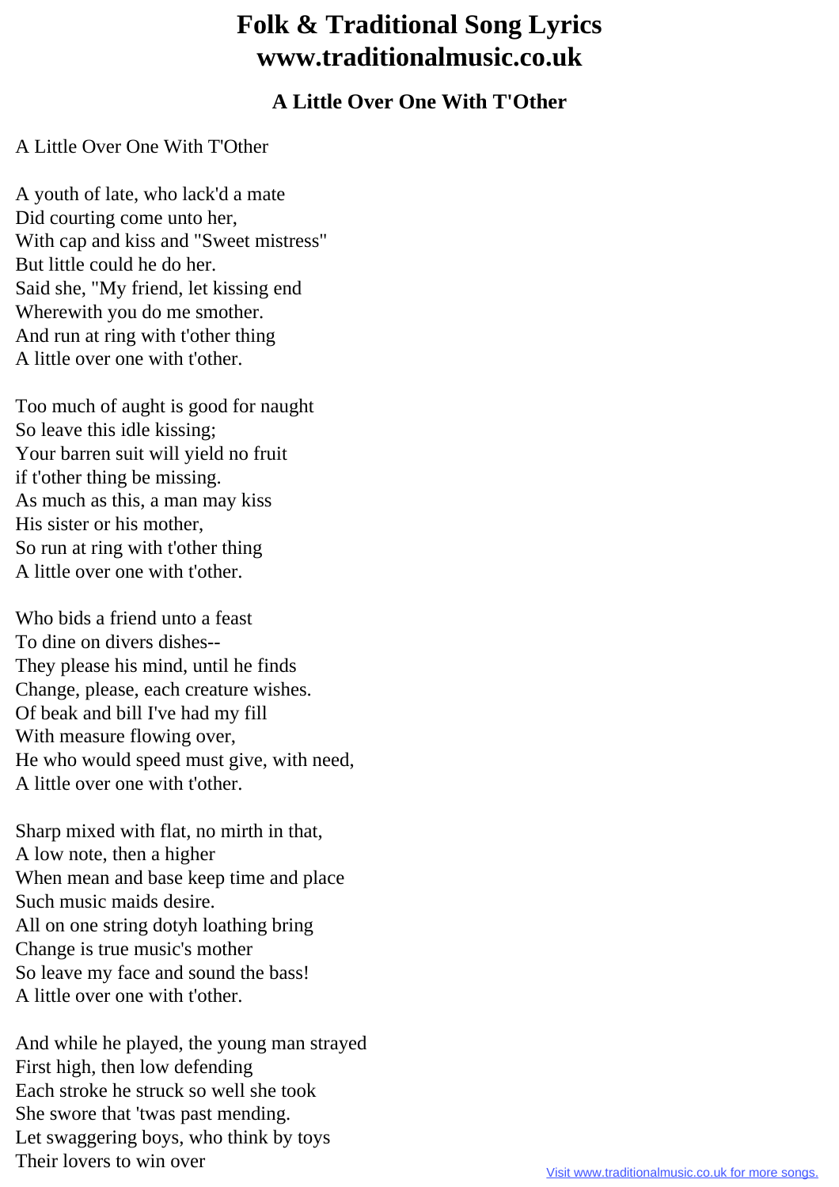# Folk & Traditional Song Lyrics
# www.traditionalmusic.co.uk

### A Little Over One With T'Other

A Little Over One With T'Other

A youth of late, who lack'd a mate
Did courting come unto her,
With cap and kiss and "Sweet mistress"
But little could he do her.
Said she, "My friend, let kissing end
Wherewith you do me smother.
And run at ring with t'other thing
A little over one with t'other.

Too much of aught is good for naught
So leave this idle kissing;
Your barren suit will yield no fruit
if t'other thing be missing.
As much as this, a man may kiss
His sister or his mother,
So run at ring with t'other thing
A little over one with t'other.

Who bids a friend unto a feast
To dine on divers dishes--
They please his mind, until he finds
Change, please, each creature wishes.
Of beak and bill I've had my fill
With measure flowing over,
He who would speed must give, with need,
A little over one with t'other.

Sharp mixed with flat, no mirth in that,
A low note, then a higher
When mean and base keep time and place
Such music maids desire.
All on one string dotyh loathing bring
Change is true music's mother
So leave my face and sound the bass!
A little over one with t'other.

And while he played, the young man strayed
First high, then low defending
Each stroke he struck so well she took
She swore that 'twas past mending.
Let swaggering boys, who think by toys
Their lovers to win over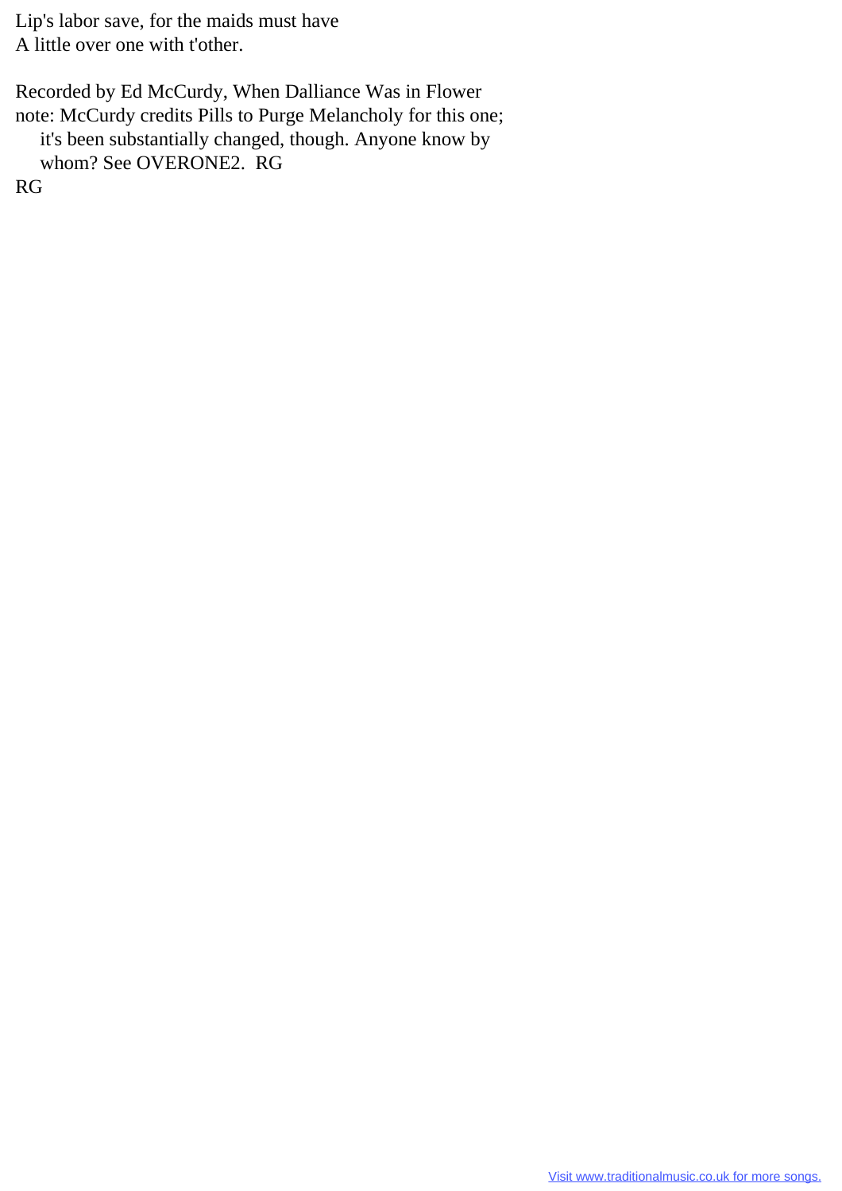Lip's labor save, for the maids must have
A little over one with t'other.

Recorded by Ed McCurdy, When Dalliance Was in Flower
note: McCurdy credits Pills to Purge Melancholy for this one;
  it's been substantially changed, though. Anyone know by
  whom? See OVERONE2.  RG
RG